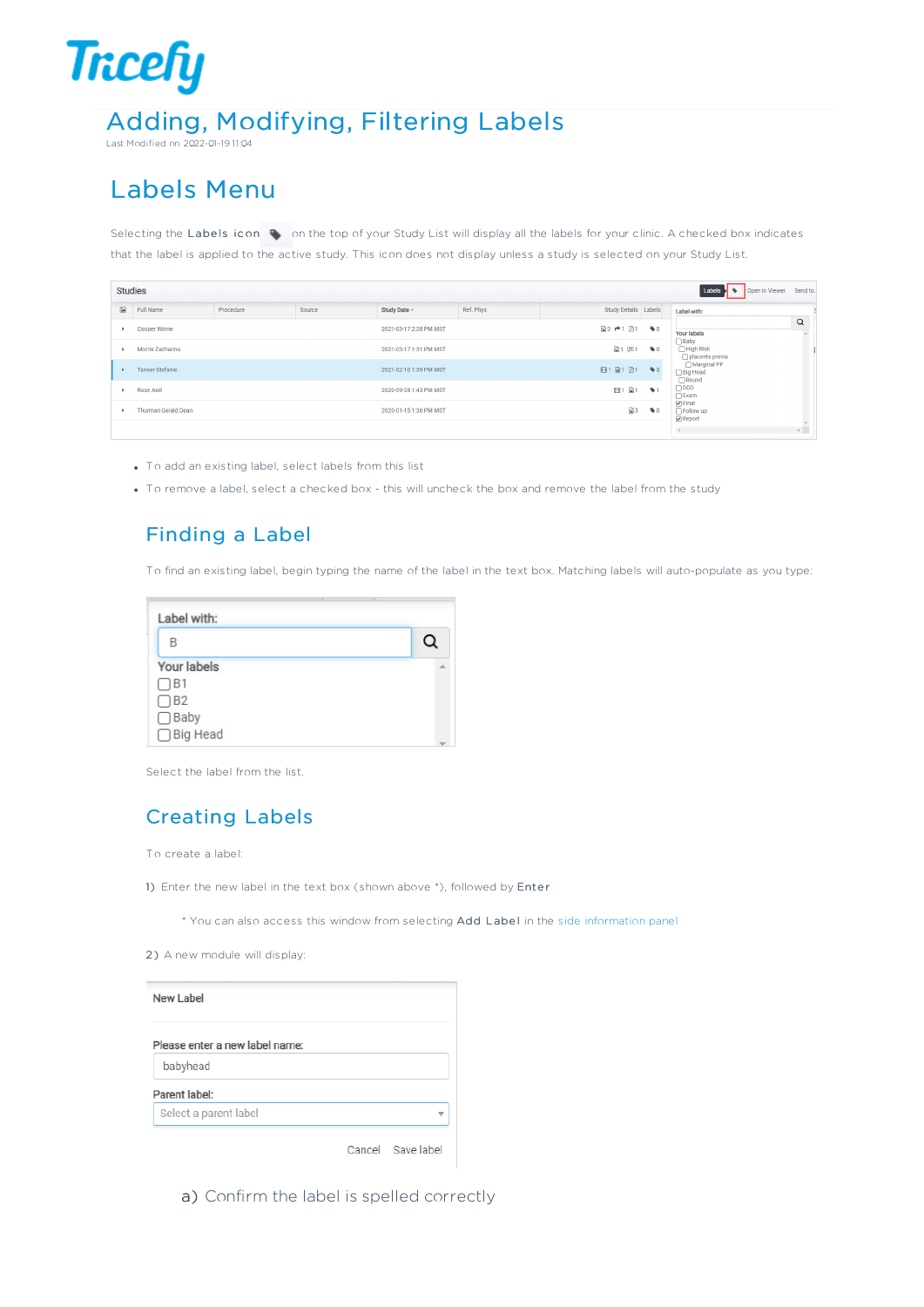# Adding, Modifying, Filtering Labels

Last Modified on 2022-01-19 11:04

## Labels Menu

Selecting the **Labels icon** on the top of your Study List will display all the labels for your clinic. A checked box indicates that the label is applied to the active study. This icon does not display unless a study is selected on your Study List.

- To add an existing label, select labels from this list
- To remove a label, select a checked box - this will uncheck the box and remove the label from the study

### Finding a Label

To find an existing label, begin typing the name of the label in the text box. Matching labels will auto-populate as you type:

Select the label from the list.

### Creating Labels

To create a label:

1) Enter the new label in the text box (shown above *), followed by **Enter**

\* You can also access this window from selecting **Add Label** in the side information panel

2) A new module will display:

a) Confirm the label is spelled correctly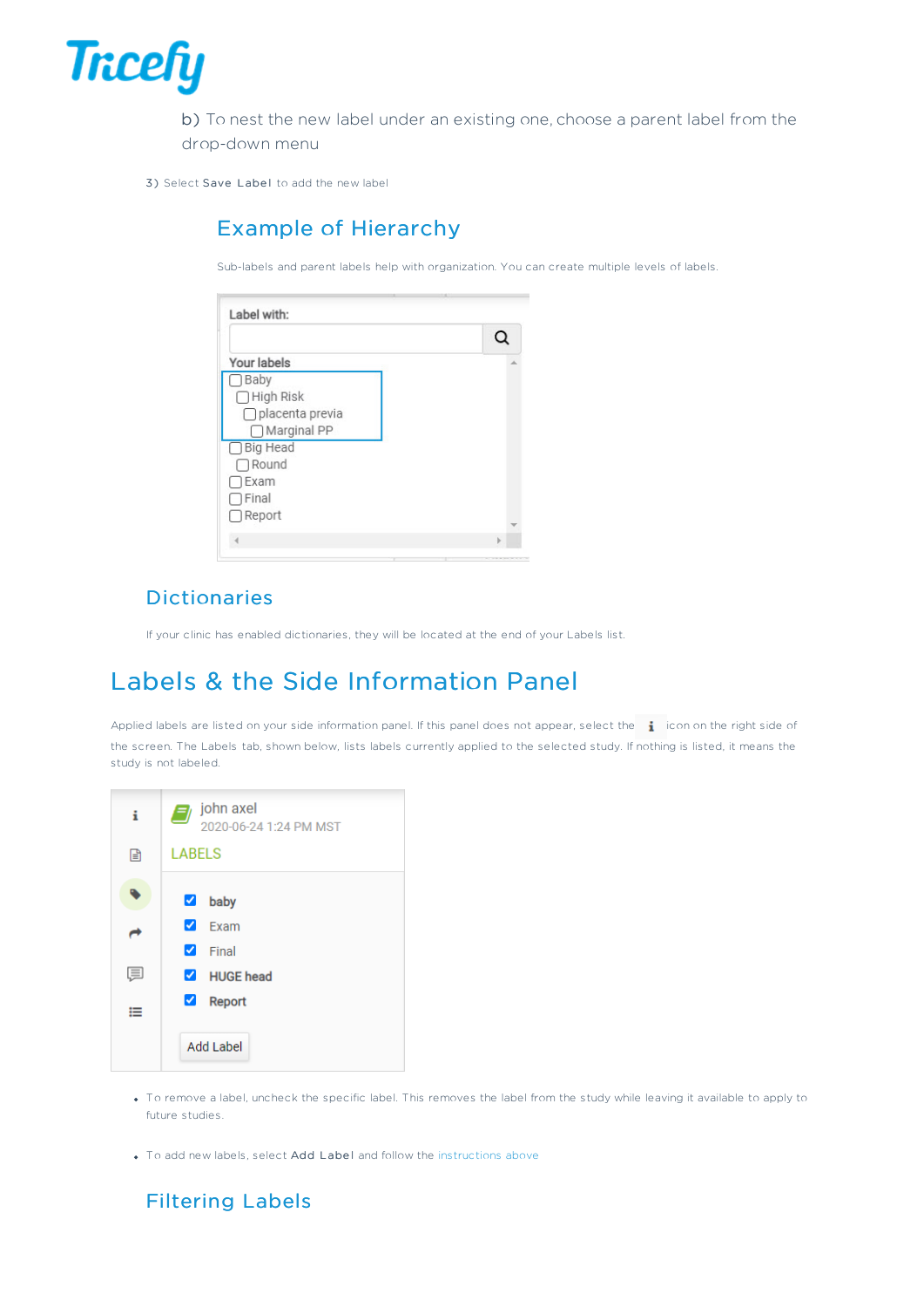b) To nest the new label under an existing one, choose a parent label from the drop-down menu

3) Select **Save Label** to add the new label

### Example of Hierarchy

Sub-labels and parent labels help with organization. You can create multiple levels of labels.

### Dictionaries

If your clinic has enabled dictionaries, they will be located at the end of your Labels list.

## Labels & the Side Information Panel

Applied labels are listed on your side information panel. If this panel does not appear, select the **i** icon on the right side of the screen. The Labels tab, shown below, lists labels currently applied to the selected study. If nothing is listed, it means the study is not labeled.

- To remove a label, uncheck the specific label. This removes the label from the study while leaving it available to apply to future studies.
- To add new labels, select **Add Label** and follow the instructions above

### Filtering Labels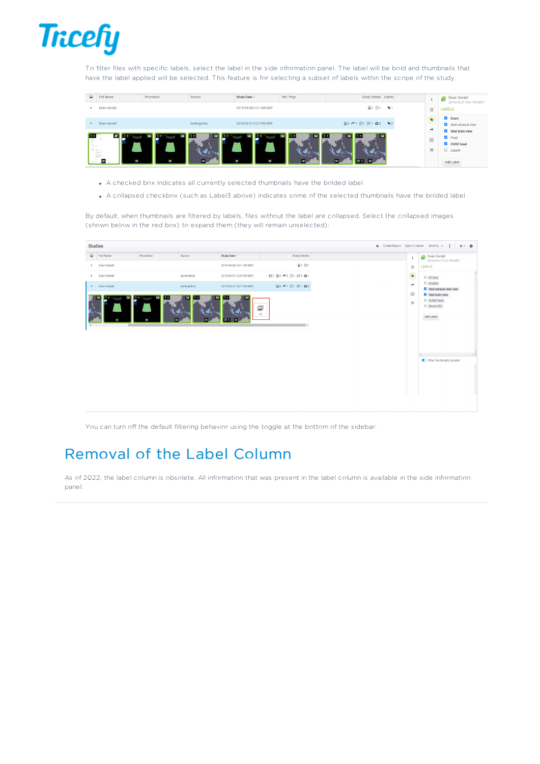To filter files with specific labels, select the label in the side information panel. The label will be bold and thumbnails that have the label applied will be selected. This feature is for selecting a subset of labels within the scope of the study.

- A checked box indicates all currently selected thumbnails have the bolded label
- A collapsed checkbox (such as Label3 above) indicates some of the selected thumbnails have the bolded label

By default, when thumbnails are filtered by labels, files without the label are collapsed. Select the collapsed images (shown below in the red box) to expand them (they will remain unselected):

You can turn off the default filtering behavior using the toggle at the bottom of the sidebar:

## Removal of the Label Column

As of 2022, the label column is obsolete. All information that was present in the label column is available in the side information panel.